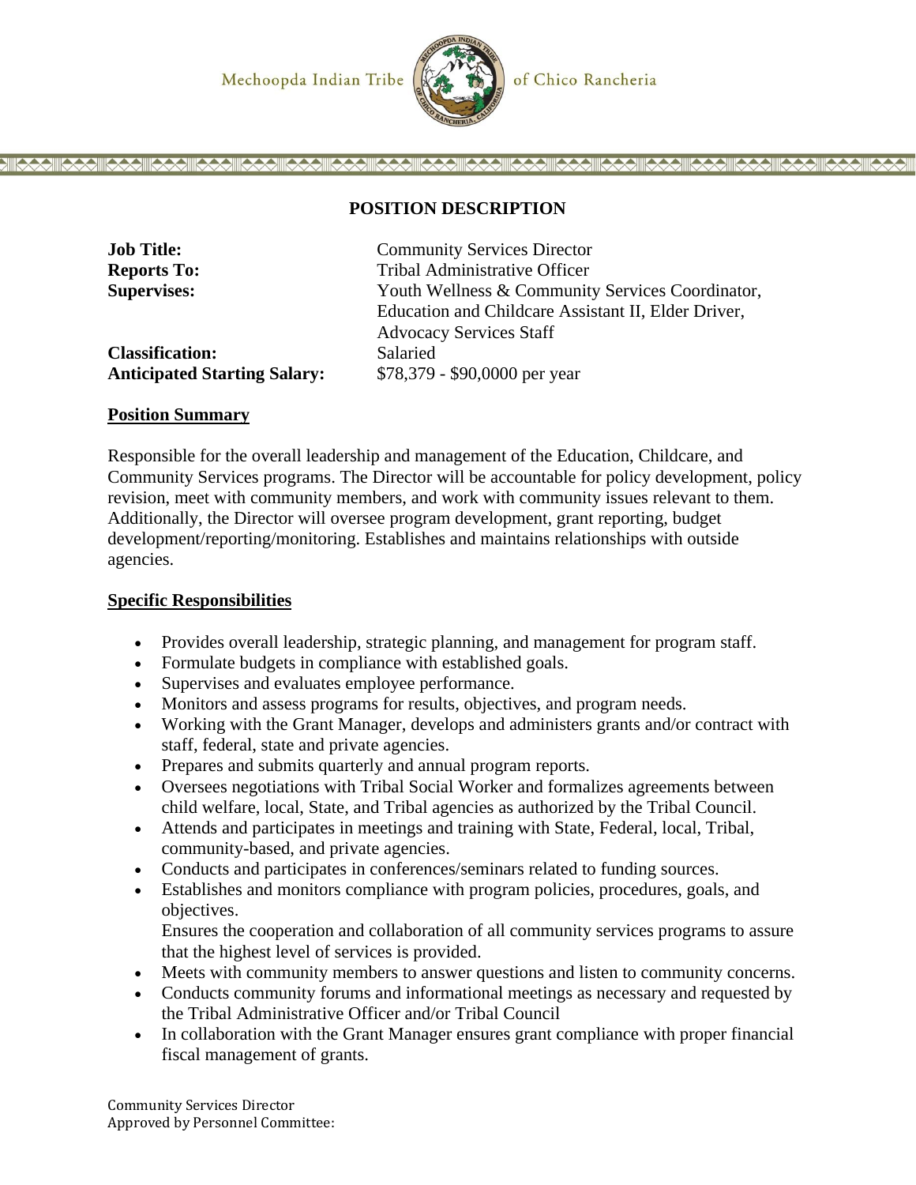Mechoopda Indian Tribe of Chico Rancheria

# POSITION DESCRIPTION

| | |
|---|---|
| **Job Title:** | Community Services Director |
| **Reports To:** | Tribal Administrative Officer |
| **Supervises:** | Youth Wellness & Community Services Coordinator, Education and Childcare Assistant II, Elder Driver, Advocacy Services Staff |
| **Classification:** | Salaried |
| **Anticipated Starting Salary:** | $78,379 - $90,0000 per year |

## Position Summary

Responsible for the overall leadership and management of the Education, Childcare, and Community Services programs. The Director will be accountable for policy development, policy revision, meet with community members, and work with community issues relevant to them. Additionally, the Director will oversee program development, grant reporting, budget development/reporting/monitoring. Establishes and maintains relationships with outside agencies.

## Specific Responsibilities

- Provides overall leadership, strategic planning, and management for program staff.
- Formulate budgets in compliance with established goals.
- Supervises and evaluates employee performance.
- Monitors and assess programs for results, objectives, and program needs.
- Working with the Grant Manager, develops and administers grants and/or contract with staff, federal, state and private agencies.
- Prepares and submits quarterly and annual program reports.
- Oversees negotiations with Tribal Social Worker and formalizes agreements between child welfare, local, State, and Tribal agencies as authorized by the Tribal Council.
- Attends and participates in meetings and training with State, Federal, local, Tribal, community-based, and private agencies.
- Conducts and participates in conferences/seminars related to funding sources.
- Establishes and monitors compliance with program policies, procedures, goals, and objectives.
  Ensures the cooperation and collaboration of all community services programs to assure that the highest level of services is provided.
- Meets with community members to answer questions and listen to community concerns.
- Conducts community forums and informational meetings as necessary and requested by the Tribal Administrative Officer and/or Tribal Council
- In collaboration with the Grant Manager ensures grant compliance with proper financial fiscal management of grants.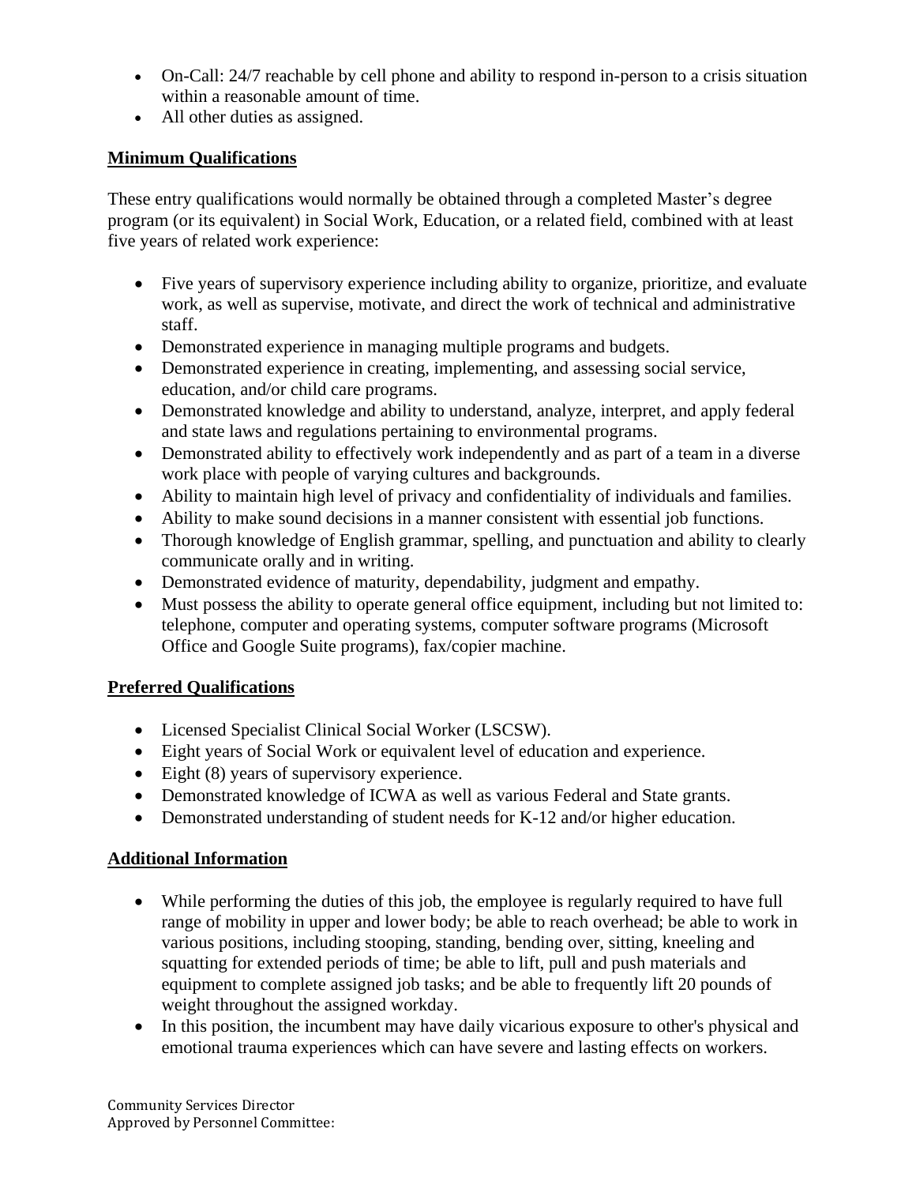- On-Call: 24/7 reachable by cell phone and ability to respond in-person to a crisis situation within a reasonable amount of time.
- All other duties as assigned.

## Minimum Qualifications

These entry qualifications would normally be obtained through a completed Master's degree program (or its equivalent) in Social Work, Education, or a related field, combined with at least five years of related work experience:

- Five years of supervisory experience including ability to organize, prioritize, and evaluate work, as well as supervise, motivate, and direct the work of technical and administrative staff.
- Demonstrated experience in managing multiple programs and budgets.
- Demonstrated experience in creating, implementing, and assessing social service, education, and/or child care programs.
- Demonstrated knowledge and ability to understand, analyze, interpret, and apply federal and state laws and regulations pertaining to environmental programs.
- Demonstrated ability to effectively work independently and as part of a team in a diverse work place with people of varying cultures and backgrounds.
- Ability to maintain high level of privacy and confidentiality of individuals and families.
- Ability to make sound decisions in a manner consistent with essential job functions.
- Thorough knowledge of English grammar, spelling, and punctuation and ability to clearly communicate orally and in writing.
- Demonstrated evidence of maturity, dependability, judgment and empathy.
- Must possess the ability to operate general office equipment, including but not limited to: telephone, computer and operating systems, computer software programs (Microsoft Office and Google Suite programs), fax/copier machine.

## Preferred Qualifications

- Licensed Specialist Clinical Social Worker (LSCSW).
- Eight years of Social Work or equivalent level of education and experience.
- Eight (8) years of supervisory experience.
- Demonstrated knowledge of ICWA as well as various Federal and State grants.
- Demonstrated understanding of student needs for K-12 and/or higher education.

## Additional Information

- While performing the duties of this job, the employee is regularly required to have full range of mobility in upper and lower body; be able to reach overhead; be able to work in various positions, including stooping, standing, bending over, sitting, kneeling and squatting for extended periods of time; be able to lift, pull and push materials and equipment to complete assigned job tasks; and be able to frequently lift 20 pounds of weight throughout the assigned workday.
- In this position, the incumbent may have daily vicarious exposure to other's physical and emotional trauma experiences which can have severe and lasting effects on workers.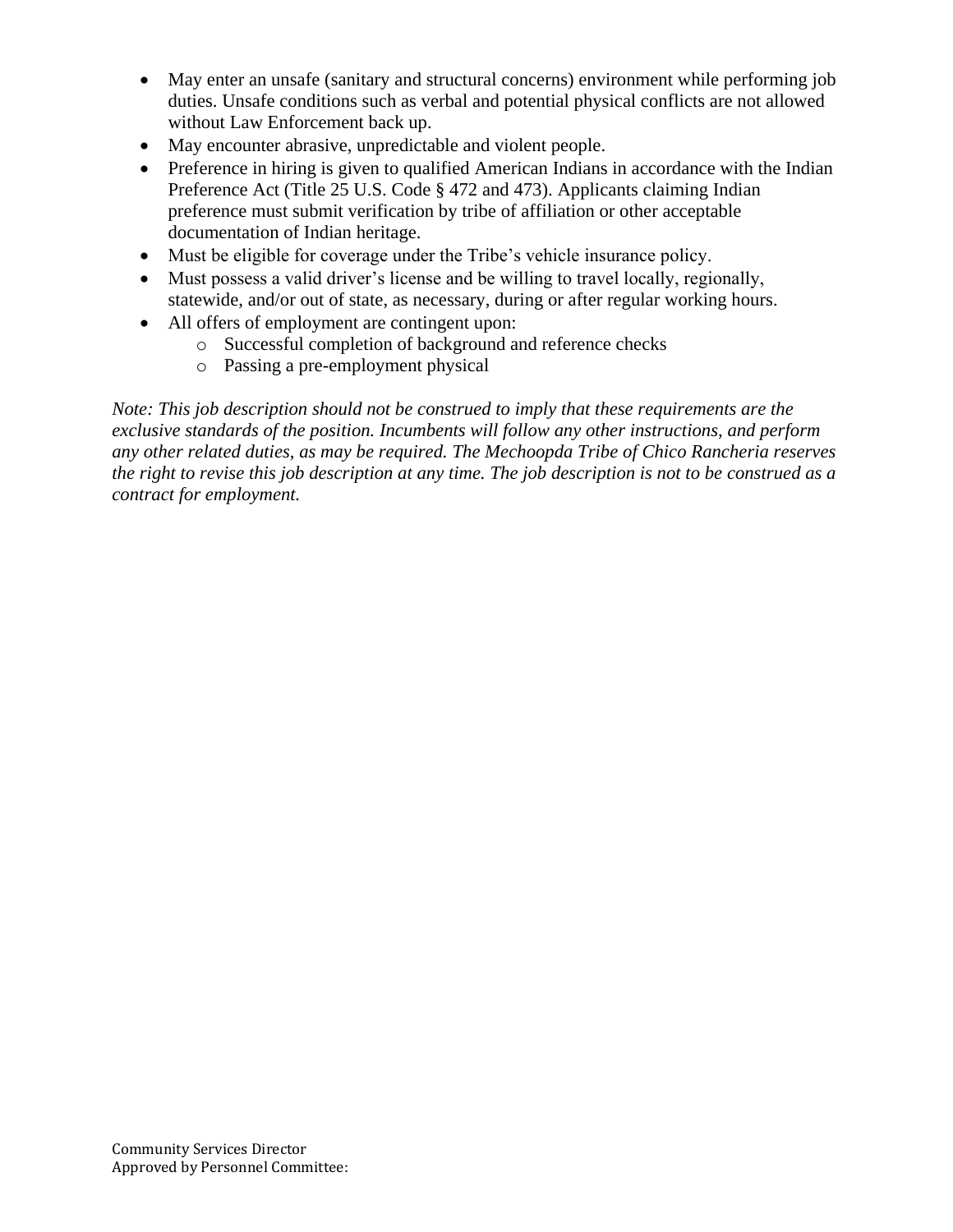- May enter an unsafe (sanitary and structural concerns) environment while performing job duties. Unsafe conditions such as verbal and potential physical conflicts are not allowed without Law Enforcement back up.
- May encounter abrasive, unpredictable and violent people.
- Preference in hiring is given to qualified American Indians in accordance with the Indian Preference Act (Title 25 U.S. Code § 472 and 473). Applicants claiming Indian preference must submit verification by tribe of affiliation or other acceptable documentation of Indian heritage.
- Must be eligible for coverage under the Tribe's vehicle insurance policy.
- Must possess a valid driver's license and be willing to travel locally, regionally, statewide, and/or out of state, as necessary, during or after regular working hours.
- All offers of employment are contingent upon:
    - Successful completion of background and reference checks
    - Passing a pre-employment physical

*Note: This job description should not be construed to imply that these requirements are the exclusive standards of the position. Incumbents will follow any other instructions, and perform any other related duties, as may be required. The Mechoopda Tribe of Chico Rancheria reserves the right to revise this job description at any time. The job description is not to be construed as a contract for employment.*

Community Services Director
Approved by Personnel Committee: